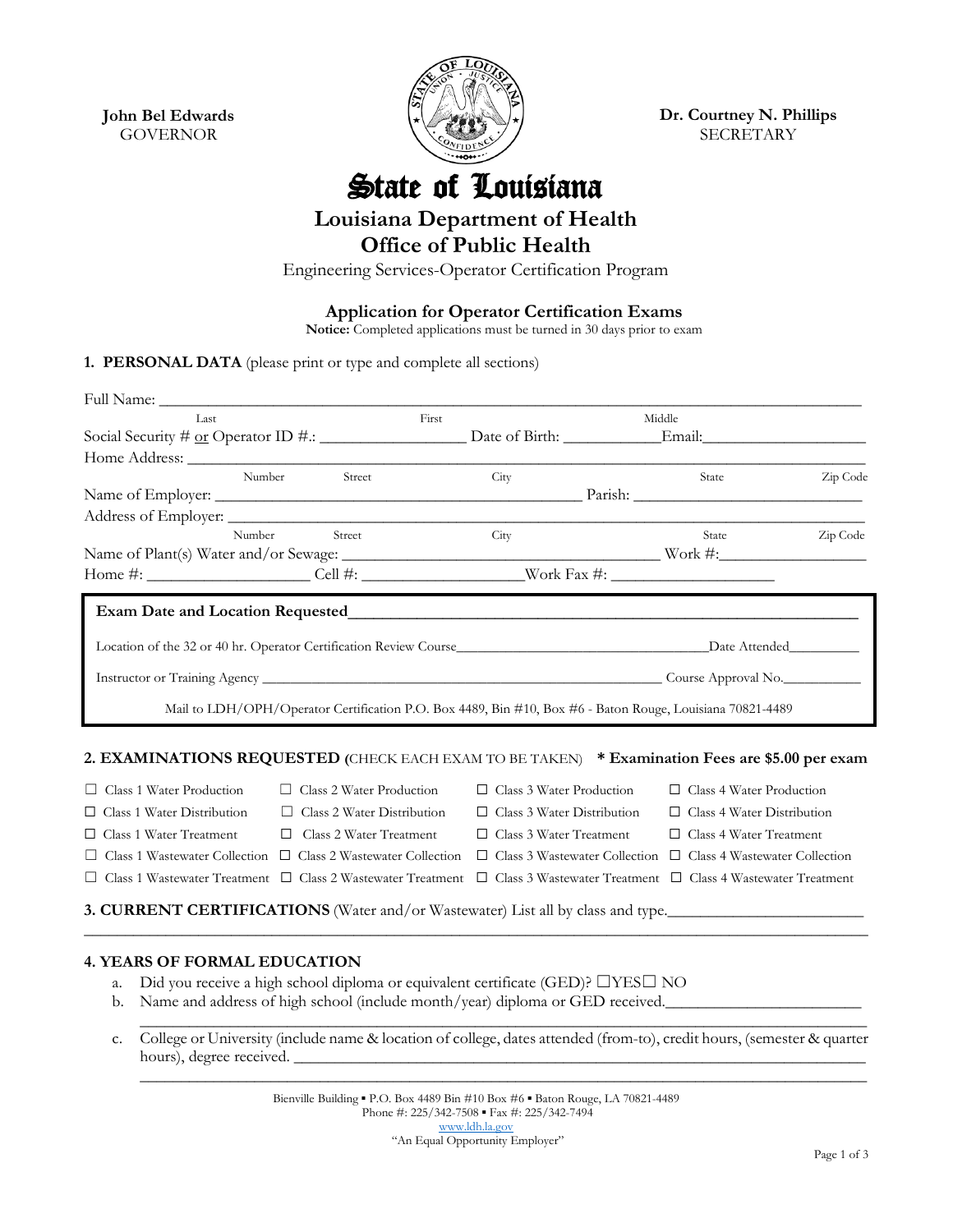**John Bel Edwards**
GOVERNOR

**Dr. Courtney N. Phillips**
SECRETARY

# State of Louisiana

## Louisiana Department of Health
## Office of Public Health

Engineering Services-Operator Certification Program

### Application for Operator Certification Exams

**Notice:** Completed applications must be turned in 30 days prior to exam

**1. PERSONAL DATA** (please print or type and complete all sections)

Full Name: ______________________________________________________________________________
Last First Middle

Social Security # or Operator ID #.: _________________ Date of Birth: ___________Email:___________________

Home Address: ___________________________________________________________________________
Number Street City State Zip Code

Name of Employer: ___________________________________________ Parish: ___________________________

Address of Employer: ________________________________________________________________________
Number Street City State Zip Code

Name of Plant(s) Water and/or Sewage: ____________________________________ Work #:_________________

Home #: ___________________ Cell #: ___________________Work Fax #: ___________________

**Exam Date and Location Requested**_____________________________________________________________

Location of the 32 or 40 hr. Operator Certification Review Course_________________________________Date Attended_________

Instructor or Training Agency _______________________________________________________ Course Approval No.__________

Mail to LDH/OPH/Operator Certification P.O. Box 4489, Bin #10, Box #6 - Baton Rouge, Louisiana 70821-4489

**2. EXAMINATIONS REQUESTED (**CHECK EACH EXAM TO BE TAKEN) **\* Examination Fees are $5.00 per exam**

| | | | |
|---|---|---|---|
| ☐ Class 1 Water Production | ☐ Class 2 Water Production | ☐ Class 3 Water Production | ☐ Class 4 Water Production |
| ☐ Class 1 Water Distribution | ☐ Class 2 Water Distribution | ☐ Class 3 Water Distribution | ☐ Class 4 Water Distribution |
| ☐ Class 1 Water Treatment | ☐ Class 2 Water Treatment | ☐ Class 3 Water Treatment | ☐ Class 4 Water Treatment |
| ☐ Class 1 Wastewater Collection | ☐ Class 2 Wastewater Collection | ☐ Class 3 Wastewater Collection | ☐ Class 4 Wastewater Collection |
| ☐ Class 1 Wastewater Treatment | ☐ Class 2 Wastewater Treatment | ☐ Class 3 Wastewater Treatment | ☐ Class 4 Wastewater Treatment |

**3. CURRENT CERTIFICATIONS** (Water and/or Wastewater) List all by class and type.________________________
_____________________________________________________________________________________________

**4. YEARS OF FORMAL EDUCATION**

a. Did you receive a high school diploma or equivalent certificate (GED)? ☐YES☐ NO

b. Name and address of high school (include month/year) diploma or GED received._______________________
_____________________________________________________________________________________________

c. College or University (include name & location of college, dates attended (from-to), credit hours, (semester & quarter hours), degree received. _____________________________________________________________________
_____________________________________________________________________________________________

Bienville Building ▪ P.O. Box 4489 Bin #10 Box #6 ▪ Baton Rouge, LA 70821-4489
Phone #: 225/342-7508 ▪ Fax #: 225/342-7494
www.ldh.la.gov
"An Equal Opportunity Employer"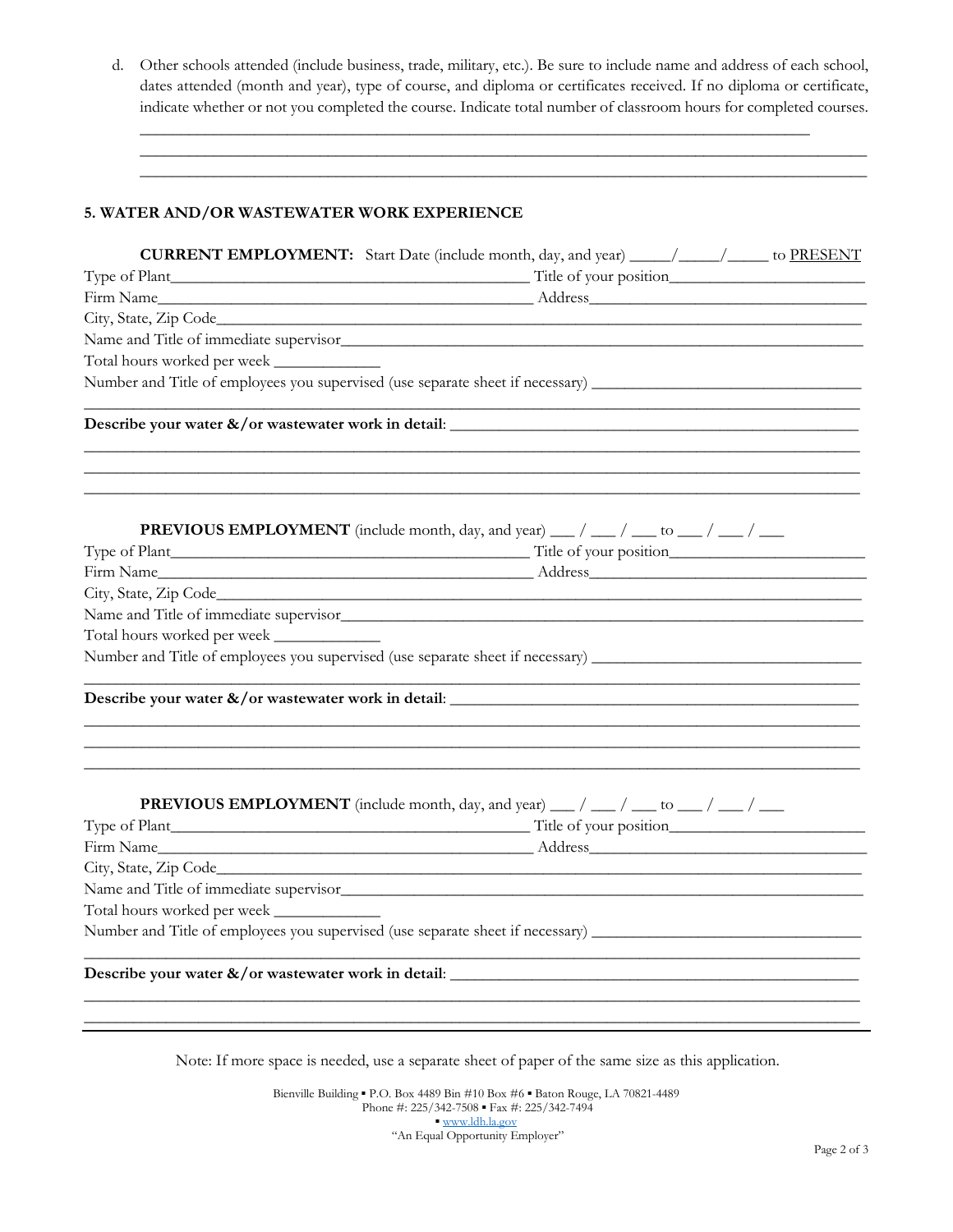d. Other schools attended (include business, trade, military, etc.). Be sure to include name and address of each school, dates attended (month and year), type of course, and diploma or certificates received. If no diploma or certificate, indicate whether or not you completed the course. Indicate total number of classroom hours for completed courses.

_______________________________________________________________________________

_______________________________________________________________________________

_______________________________________________________________________________

## 5. WATER AND/OR WASTEWATER WORK EXPERIENCE

**CURRENT EMPLOYMENT:** Start Date (include month, day, and year) _____/_____/_____ to PRESENT

Type of Plant_____________________________________________ Title of your position________________________

Firm Name_______________________________________________ Address__________________________________

City, State, Zip Code__________________________________________________________________________________

Name and Title of immediate supervisor___________________________________________________________________

Total hours worked per week _____________

Number and Title of employees you supervised (use separate sheet if necessary) ________________________________

_______________________________________________________________________________

**Describe your water &/or wastewater work in detail**: _____________________________________________________

_______________________________________________________________________________

_______________________________________________________________________________

_______________________________________________________________________________

**PREVIOUS EMPLOYMENT** (include month, day, and year) ___ / ___ / ___ to ___ / ___ / ___

Type of Plant_____________________________________________ Title of your position________________________

Firm Name_______________________________________________ Address__________________________________

City, State, Zip Code__________________________________________________________________________________

Name and Title of immediate supervisor___________________________________________________________________

Total hours worked per week _____________

Number and Title of employees you supervised (use separate sheet if necessary) ________________________________

_______________________________________________________________________________

**Describe your water &/or wastewater work in detail**: _____________________________________________________

_______________________________________________________________________________

_______________________________________________________________________________

_______________________________________________________________________________

**PREVIOUS EMPLOYMENT** (include month, day, and year) ___ / ___ / ___ to ___ / ___ / ___

Type of Plant_____________________________________________ Title of your position________________________

Firm Name_______________________________________________ Address__________________________________

City, State, Zip Code__________________________________________________________________________________

Name and Title of immediate supervisor___________________________________________________________________

Total hours worked per week _____________

Number and Title of employees you supervised (use separate sheet if necessary) ________________________________

_______________________________________________________________________________

**Describe your water &/or wastewater work in detail**: _____________________________________________________

_______________________________________________________________________________

_______________________________________________________________________________

Note: If more space is needed, use a separate sheet of paper of the same size as this application.

Bienville Building ▪ P.O. Box 4489 Bin #10 Box #6 ▪ Baton Rouge, LA 70821-4489
Phone #: 225/342-7508 ▪ Fax #: 225/342-7494
▪ www.ldh.la.gov
"An Equal Opportunity Employer"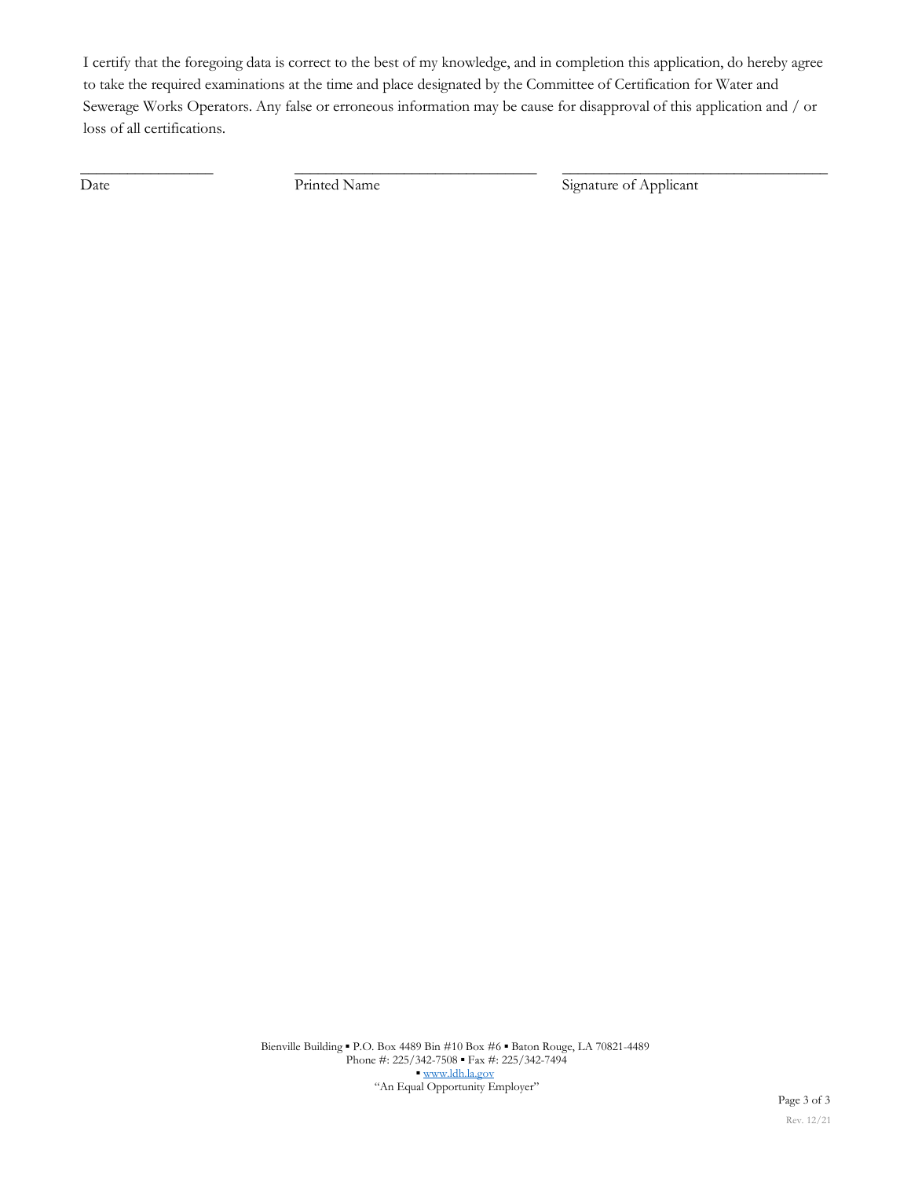I certify that the foregoing data is correct to the best of my knowledge, and in completion this application, do hereby agree to take the required examinations at the time and place designated by the Committee of Certification for Water and Sewerage Works Operators. Any false or erroneous information may be cause for disapproval of this application and / or loss of all certifications.

| | | |
|---|---|---|
| _________________ | ________________________________ | ___________________________________ |
| Date | Printed Name | Signature of Applicant |

Bienville Building ▪ P.O. Box 4489 Bin #10 Box #6 ▪ Baton Rouge, LA 70821-4489
Phone #: 225/342-7508 ▪ Fax #: 225/342-7494
▪ www.ldh.la.gov
"An Equal Opportunity Employer"

Rev. 12/21